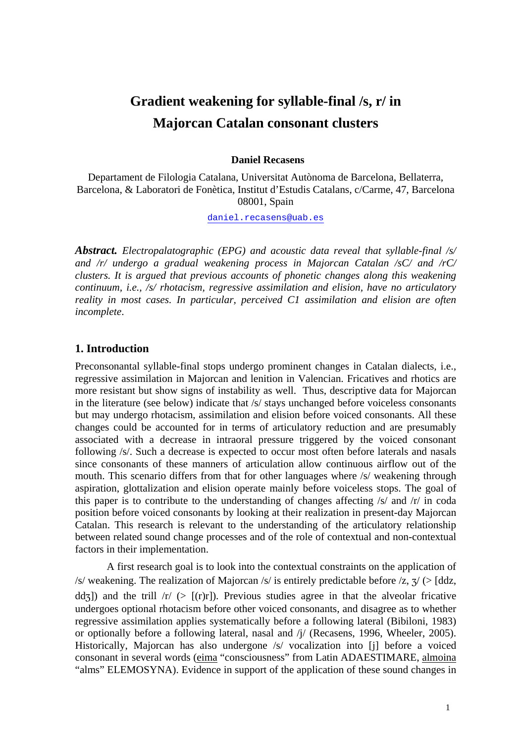# Gradient weakening for syllable-final /s, r/ in Majorcan Catalan consonant clusters

**Daniel Recasens**

Departament de Filologia Catalana, Universitat Autònoma de Barcelona, Bellaterra, Barcelona, & Laboratori de Fonètica, Institut d'Estudis Catalans, c/Carme, 47, Barcelona 08001, Spain

daniel.recasens@uab.es

***Abstract.*** *Electropalatographic (EPG) and acoustic data reveal that syllable-final /s/ and /r/ undergo a gradual weakening process in Majorcan Catalan /sC/ and /rC/ clusters. It is argued that previous accounts of phonetic changes along this weakening continuum, i.e., /s/ rhotacism, regressive assimilation and elision, have no articulatory reality in most cases. In particular, perceived C1 assimilation and elision are often incomplete.*

## 1. Introduction

Preconsonantal syllable-final stops undergo prominent changes in Catalan dialects, i.e., regressive assimilation in Majorcan and lenition in Valencian. Fricatives and rhotics are more resistant but show signs of instability as well. Thus, descriptive data for Majorcan in the literature (see below) indicate that /s/ stays unchanged before voiceless consonants but may undergo rhotacism, assimilation and elision before voiced consonants. All these changes could be accounted for in terms of articulatory reduction and are presumably associated with a decrease in intraoral pressure triggered by the voiced consonant following /s/. Such a decrease is expected to occur most often before laterals and nasals since consonants of these manners of articulation allow continuous airflow out of the mouth. This scenario differs from that for other languages where /s/ weakening through aspiration, glottalization and elision operate mainly before voiceless stops. The goal of this paper is to contribute to the understanding of changes affecting /s/ and /r/ in coda position before voiced consonants by looking at their realization in present-day Majorcan Catalan. This research is relevant to the understanding of the articulatory relationship between related sound change processes and of the role of contextual and non-contextual factors in their implementation.

A first research goal is to look into the contextual constraints on the application of /s/ weakening. The realization of Majorcan /s/ is entirely predictable before /z, ʒ/ (> [ddz, ddʒ]) and the trill /r/ (> [(r)r]). Previous studies agree in that the alveolar fricative undergoes optional rhotacism before other voiced consonants, and disagree as to whether regressive assimilation applies systematically before a following lateral (Bibiloni, 1983) or optionally before a following lateral, nasal and /j/ (Recasens, 1996, Wheeler, 2005). Historically, Majorcan has also undergone /s/ vocalization into [j] before a voiced consonant in several words (eima "consciousness" from Latin ADAESTIMARE, almoina "alms" ELEMOSYNA). Evidence in support of the application of these sound changes in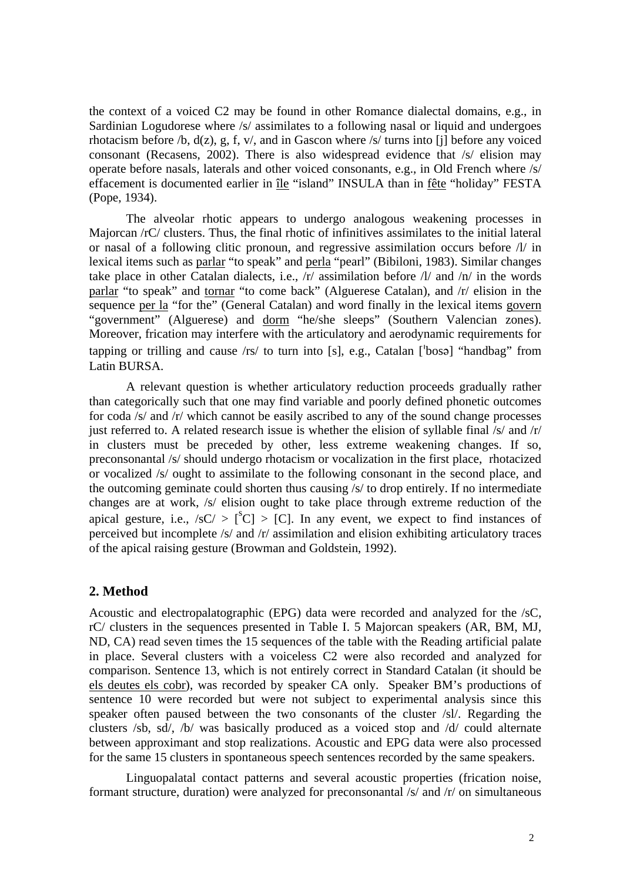the context of a voiced C2 may be found in other Romance dialectal domains, e.g., in Sardinian Logudorese where /s/ assimilates to a following nasal or liquid and undergoes rhotacism before /b, d(z), g, f, v/, and in Gascon where /s/ turns into [j] before any voiced consonant (Recasens, 2002). There is also widespread evidence that /s/ elision may operate before nasals, laterals and other voiced consonants, e.g., in Old French where /s/ effacement is documented earlier in <u>île</u> "island" INSULA than in <u>fête</u> "holiday" FESTA (Pope, 1934).

The alveolar rhotic appears to undergo analogous weakening processes in Majorcan /rC/ clusters. Thus, the final rhotic of infinitives assimilates to the initial lateral or nasal of a following clitic pronoun, and regressive assimilation occurs before /l/ in lexical items such as <u>parlar</u> "to speak" and <u>perla</u> "pearl" (Bibiloni, 1983). Similar changes take place in other Catalan dialects, i.e., /r/ assimilation before /l/ and /n/ in the words <u>parlar</u> "to speak" and <u>tornar</u> "to come back" (Alguerese Catalan), and /r/ elision in the sequence <u>per la</u> "for the" (General Catalan) and word finally in the lexical items <u>govern</u> "government" (Alguerese) and <u>dorm</u> "he/she sleeps" (Southern Valencian zones). Moreover, frication may interfere with the articulatory and aerodynamic requirements for tapping or trilling and cause /rs/ to turn into [s], e.g., Catalan [ˈbosə] "handbag" from Latin BURSA.

A relevant question is whether articulatory reduction proceeds gradually rather than categorically such that one may find variable and poorly defined phonetic outcomes for coda /s/ and /r/ which cannot be easily ascribed to any of the sound change processes just referred to. A related research issue is whether the elision of syllable final /s/ and /r/ in clusters must be preceded by other, less extreme weakening changes. If so, preconsonantal /s/ should undergo rhotacism or vocalization in the first place, rhotacized or vocalized /s/ ought to assimilate to the following consonant in the second place, and the outcoming geminate could shorten thus causing /s/ to drop entirely. If no intermediate changes are at work, /s/ elision ought to take place through extreme reduction of the apical gesture, i.e., /sC/ > [ˢC] > [C]. In any event, we expect to find instances of perceived but incomplete /s/ and /r/ assimilation and elision exhibiting articulatory traces of the apical raising gesture (Browman and Goldstein, 1992).

## 2. Method

Acoustic and electropalatographic (EPG) data were recorded and analyzed for the /sC, rC/ clusters in the sequences presented in Table I. 5 Majorcan speakers (AR, BM, MJ, ND, CA) read seven times the 15 sequences of the table with the Reading artificial palate in place. Several clusters with a voiceless C2 were also recorded and analyzed for comparison. Sentence 13, which is not entirely correct in Standard Catalan (it should be <u>els deutes els cobr</u>), was recorded by speaker CA only. Speaker BM's productions of sentence 10 were recorded but were not subject to experimental analysis since this speaker often paused between the two consonants of the cluster /sl/. Regarding the clusters /sb, sd/, /b/ was basically produced as a voiced stop and /d/ could alternate between approximant and stop realizations. Acoustic and EPG data were also processed for the same 15 clusters in spontaneous speech sentences recorded by the same speakers.

Linguopalatal contact patterns and several acoustic properties (frication noise, formant structure, duration) were analyzed for preconsonantal /s/ and /r/ on simultaneous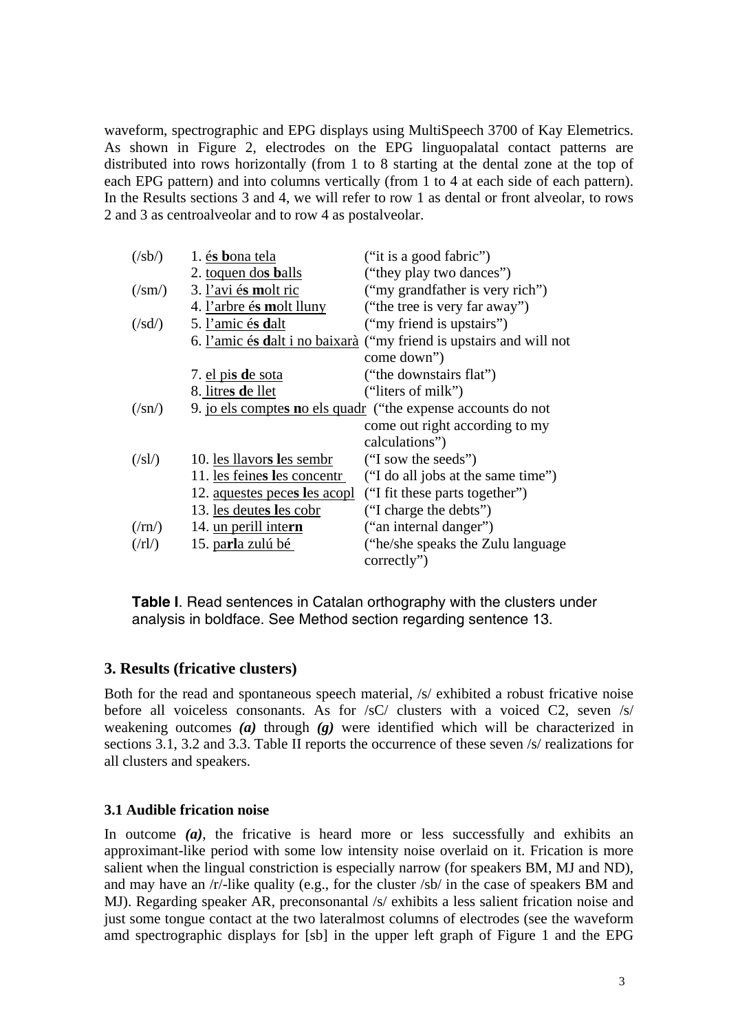waveform, spectrographic and EPG displays using MultiSpeech 3700 of Kay Elemetrics. As shown in Figure 2, electrodes on the EPG linguopalatal contact patterns are distributed into rows horizontally (from 1 to 8 starting at the dental zone at the top of each EPG pattern) and into columns vertically (from 1 to 4 at each side of each pattern). In the Results sections 3 and 4, we will refer to row 1 as dental or front alveolar, to rows 2 and 3 as centroalveolar and to row 4 as postalveolar.

| | | |
|---|---|---|
| (/sb/) | 1. <u>é**s b**ona tela</u> | ("it is a good fabric") |
| | 2. <u>toquen do**s b**alls</u> | ("they play two dances") |
| (/sm/) | 3. <u>l'avi é**s m**olt ric</u> | ("my grandfather is very rich") |
| | 4. <u>l'arbre é**s m**olt lluny</u> | ("the tree is very far away") |
| (/sd/) | 5. <u>l'amic é**s d**alt</u> | ("my friend is upstairs") |
| | 6. <u>l'amic é**s d**alt i no baixarà</u> | ("my friend is upstairs and will not come down") |
| | 7. <u>el pi**s d**e sota</u> | ("the downstairs flat") |
| | 8. <u>litre**s d**e llet</u> | ("liters of milk") |
| (/sn/) | 9. <u>jo els compte**s n**o els quadr</u> | ("the expense accounts do not come out right according to my calculations") |
| (/sl/) | 10. <u>les llavor**s l**es sembr</u> | ("I sow the seeds") |
| | 11. <u>les feine**s l**es concentr</u> | ("I do all jobs at the same time") |
| | 12. <u>aquestes pece**s l**es acopl</u> | ("I fit these parts together") |
| | 13. <u>les deute**s l**es cobr</u> | ("I charge the debts") |
| (/rn/) | 14. <u>un perill inte**rn**</u> | ("an internal danger") |
| (/rl/) | 15. <u>pa**rl**a zulú bé</u> | ("he/she speaks the Zulu language correctly") |

**Table I**. Read sentences in Catalan orthography with the clusters under analysis in boldface. See Method section regarding sentence 13.

## 3. Results (fricative clusters)

Both for the read and spontaneous speech material, /s/ exhibited a robust fricative noise before all voiceless consonants. As for /sC/ clusters with a voiced C2, seven /s/ weakening outcomes ***(a)*** through ***(g)*** were identified which will be characterized in sections 3.1, 3.2 and 3.3. Table II reports the occurrence of these seven /s/ realizations for all clusters and speakers.

### 3.1 Audible frication noise

In outcome ***(a)***, the fricative is heard more or less successfully and exhibits an approximant-like period with some low intensity noise overlaid on it. Frication is more salient when the lingual constriction is especially narrow (for speakers BM, MJ and ND), and may have an /r/-like quality (e.g., for the cluster /sb/ in the case of speakers BM and MJ). Regarding speaker AR, preconsonantal /s/ exhibits a less salient frication noise and just some tongue contact at the two lateralmost columns of electrodes (see the waveform amd spectrographic displays for [sb] in the upper left graph of Figure 1 and the EPG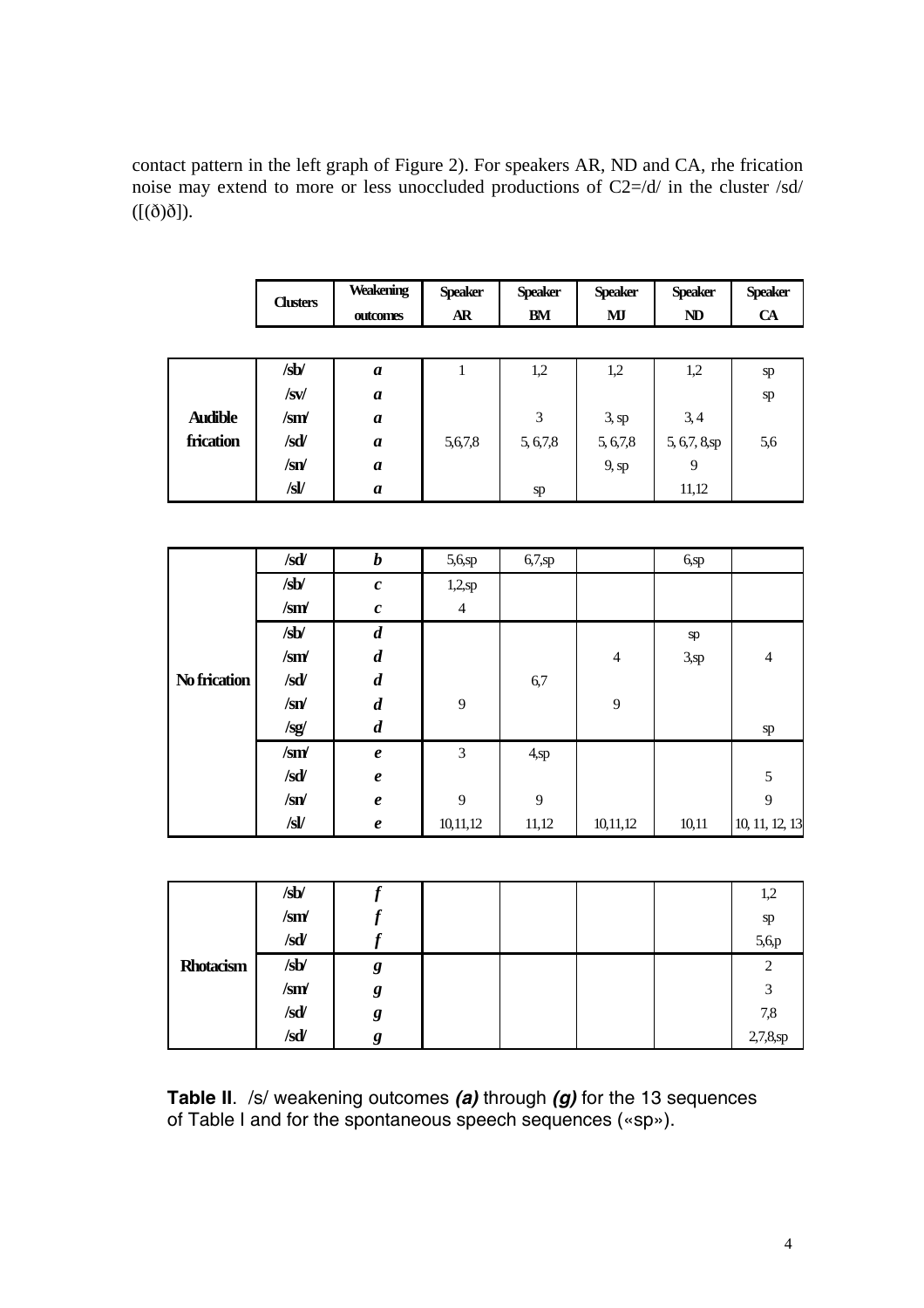contact pattern in the left graph of Figure 2). For speakers AR, ND and CA, rhe frication noise may extend to more or less unoccluded productions of C2=/d/ in the cluster /sd/ ([(ð)ð]).

| | Clusters | Weakening outcomes | Speaker AR | Speaker BM | Speaker MJ | Speaker ND | Speaker CA |
|---|---|---|---|---|---|---|---|
| **Audible frication** | /sb/ | ***a*** | 1 | 1,2 | 1,2 | 1,2 | sp |
| | /sv/ | ***a*** | | | | | sp |
| | /sm/ | ***a*** | | 3 | 3, sp | 3, 4 | |
| | /sd/ | ***a*** | 5,6,7,8 | 5, 6,7,8 | 5, 6,7,8 | 5, 6,7, 8,sp | 5,6 |
| | /sn/ | ***a*** | | | 9, sp | 9 | |
| | /sl/ | ***a*** | | sp | | 11,12 | |
| **No frication** | /sd/ | ***b*** | 5,6,sp | 6,7,sp | | 6,sp | |
| | /sb/ | ***c*** | 1,2,sp | | | | |
| | /sm/ | ***c*** | 4 | | | | |
| | /sb/ | ***d*** | | | | sp | |
| | /sm/ | ***d*** | | | 4 | 3,sp | 4 |
| | /sd/ | ***d*** | | 6,7 | | | |
| | /sn/ | ***d*** | 9 | | 9 | | |
| | /sg/ | ***d*** | | | | | sp |
| | /sm/ | ***e*** | 3 | 4,sp | | | |
| | /sd/ | ***e*** | | | | | 5 |
| | /sn/ | ***e*** | 9 | 9 | | | 9 |
| | /sl/ | ***e*** | 10,11,12 | 11,12 | 10,11,12 | 10,11 | 10, 11, 12, 13 |
| **Rhotacism** | /sb/ | ***f*** | | | | | 1,2 |
| | /sm/ | ***f*** | | | | | sp |
| | /sd/ | ***f*** | | | | | 5,6,p |
| | /sb/ | ***g*** | | | | | 2 |
| | /sm/ | ***g*** | | | | | 3 |
| | /sd/ | ***g*** | | | | | 7,8 |
| | /sd/ | ***g*** | | | | | 2,7,8,sp |

**Table II**. /s/ weakening outcomes ***(a)*** through ***(g)*** for the 13 sequences of Table I and for the spontaneous speech sequences («sp»).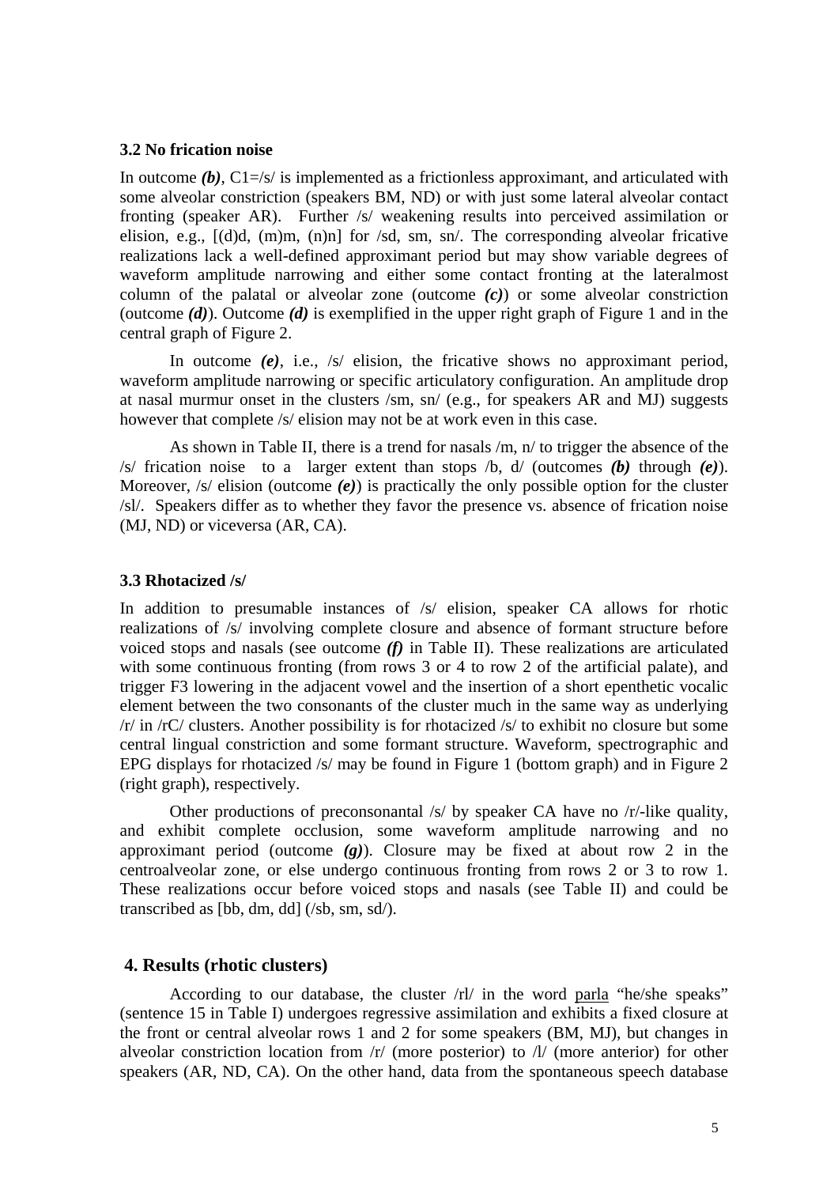### 3.2 No frication noise

In outcome ***(b)***, C1=/s/ is implemented as a frictionless approximant, and articulated with some alveolar constriction (speakers BM, ND) or with just some lateral alveolar contact fronting (speaker AR). Further /s/ weakening results into perceived assimilation or elision, e.g., [(d)d, (m)m, (n)n] for /sd, sm, sn/. The corresponding alveolar fricative realizations lack a well-defined approximant period but may show variable degrees of waveform amplitude narrowing and either some contact fronting at the lateralmost column of the palatal or alveolar zone (outcome ***(c)***) or some alveolar constriction (outcome ***(d)***). Outcome ***(d)*** is exemplified in the upper right graph of Figure 1 and in the central graph of Figure 2.

In outcome ***(e)***, i.e., /s/ elision, the fricative shows no approximant period, waveform amplitude narrowing or specific articulatory configuration. An amplitude drop at nasal murmur onset in the clusters /sm, sn/ (e.g., for speakers AR and MJ) suggests however that complete /s/ elision may not be at work even in this case.

As shown in Table II, there is a trend for nasals /m, n/ to trigger the absence of the /s/ frication noise to a larger extent than stops /b, d/ (outcomes ***(b)*** through ***(e)***). Moreover, /s/ elision (outcome ***(e)***) is practically the only possible option for the cluster /sl/. Speakers differ as to whether they favor the presence vs. absence of frication noise (MJ, ND) or viceversa (AR, CA).

### 3.3 Rhotacized /s/

In addition to presumable instances of /s/ elision, speaker CA allows for rhotic realizations of /s/ involving complete closure and absence of formant structure before voiced stops and nasals (see outcome ***(f)*** in Table II). These realizations are articulated with some continuous fronting (from rows 3 or 4 to row 2 of the artificial palate), and trigger F3 lowering in the adjacent vowel and the insertion of a short epenthetic vocalic element between the two consonants of the cluster much in the same way as underlying /r/ in /rC/ clusters. Another possibility is for rhotacized /s/ to exhibit no closure but some central lingual constriction and some formant structure. Waveform, spectrographic and EPG displays for rhotacized /s/ may be found in Figure 1 (bottom graph) and in Figure 2 (right graph), respectively.

Other productions of preconsonantal /s/ by speaker CA have no /r/-like quality, and exhibit complete occlusion, some waveform amplitude narrowing and no approximant period (outcome ***(g)***). Closure may be fixed at about row 2 in the centroalveolar zone, or else undergo continuous fronting from rows 2 or 3 to row 1. These realizations occur before voiced stops and nasals (see Table II) and could be transcribed as [bb, dm, dd] (/sb, sm, sd/).

## 4. Results (rhotic clusters)

According to our database, the cluster /rl/ in the word parla "he/she speaks" (sentence 15 in Table I) undergoes regressive assimilation and exhibits a fixed closure at the front or central alveolar rows 1 and 2 for some speakers (BM, MJ), but changes in alveolar constriction location from /r/ (more posterior) to /l/ (more anterior) for other speakers (AR, ND, CA). On the other hand, data from the spontaneous speech database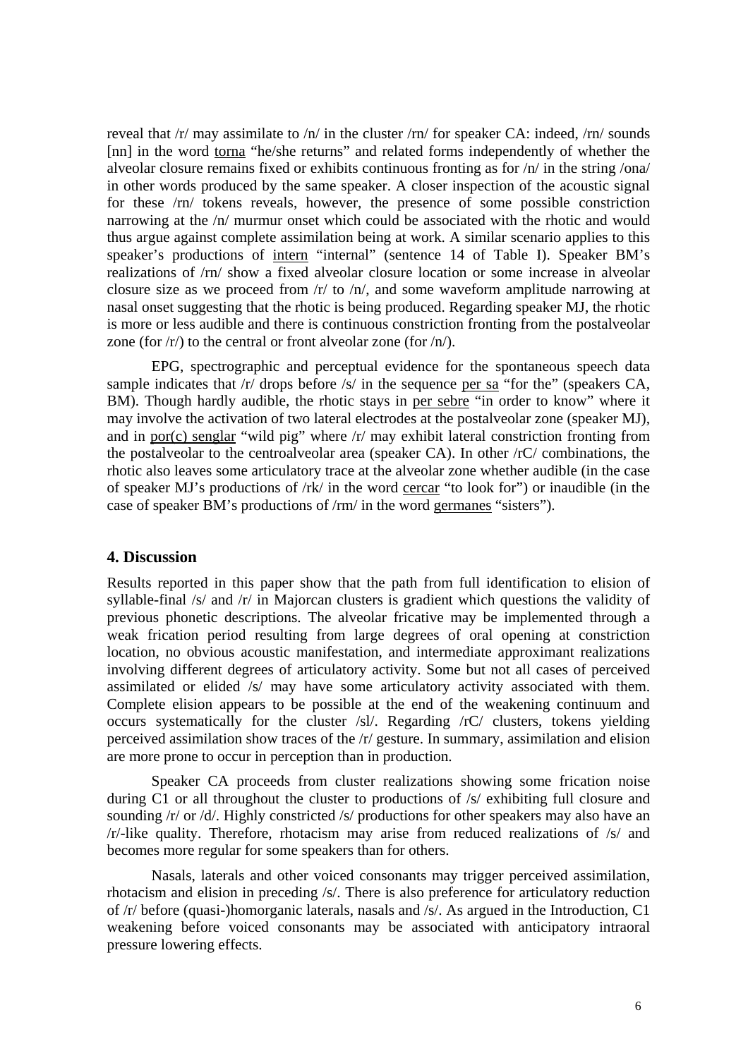reveal that /r/ may assimilate to /n/ in the cluster /rn/ for speaker CA: indeed, /rn/ sounds [nn] in the word <u>torna</u> "he/she returns" and related forms independently of whether the alveolar closure remains fixed or exhibits continuous fronting as for /n/ in the string /ona/ in other words produced by the same speaker. A closer inspection of the acoustic signal for these /rn/ tokens reveals, however, the presence of some possible constriction narrowing at the /n/ murmur onset which could be associated with the rhotic and would thus argue against complete assimilation being at work. A similar scenario applies to this speaker's productions of <u>intern</u> "internal" (sentence 14 of Table I). Speaker BM's realizations of /rn/ show a fixed alveolar closure location or some increase in alveolar closure size as we proceed from /r/ to /n/, and some waveform amplitude narrowing at nasal onset suggesting that the rhotic is being produced. Regarding speaker MJ, the rhotic is more or less audible and there is continuous constriction fronting from the postalveolar zone (for /r/) to the central or front alveolar zone (for /n/).

EPG, spectrographic and perceptual evidence for the spontaneous speech data sample indicates that /r/ drops before /s/ in the sequence <u>per sa</u> "for the" (speakers CA, BM). Though hardly audible, the rhotic stays in <u>per sebre</u> "in order to know" where it may involve the activation of two lateral electrodes at the postalveolar zone (speaker MJ), and in <u>por(c) senglar</u> "wild pig" where /r/ may exhibit lateral constriction fronting from the postalveolar to the centroalveolar area (speaker CA). In other /rC/ combinations, the rhotic also leaves some articulatory trace at the alveolar zone whether audible (in the case of speaker MJ's productions of /rk/ in the word <u>cercar</u> "to look for") or inaudible (in the case of speaker BM's productions of /rm/ in the word <u>germanes</u> "sisters").

## 4. Discussion

Results reported in this paper show that the path from full identification to elision of syllable-final /s/ and /r/ in Majorcan clusters is gradient which questions the validity of previous phonetic descriptions. The alveolar fricative may be implemented through a weak frication period resulting from large degrees of oral opening at constriction location, no obvious acoustic manifestation, and intermediate approximant realizations involving different degrees of articulatory activity. Some but not all cases of perceived assimilated or elided /s/ may have some articulatory activity associated with them. Complete elision appears to be possible at the end of the weakening continuum and occurs systematically for the cluster /sl/. Regarding /rC/ clusters, tokens yielding perceived assimilation show traces of the /r/ gesture. In summary, assimilation and elision are more prone to occur in perception than in production.

Speaker CA proceeds from cluster realizations showing some frication noise during C1 or all throughout the cluster to productions of /s/ exhibiting full closure and sounding /r/ or /d/. Highly constricted /s/ productions for other speakers may also have an /r/-like quality. Therefore, rhotacism may arise from reduced realizations of /s/ and becomes more regular for some speakers than for others.

Nasals, laterals and other voiced consonants may trigger perceived assimilation, rhotacism and elision in preceding /s/. There is also preference for articulatory reduction of /r/ before (quasi-)homorganic laterals, nasals and /s/. As argued in the Introduction, C1 weakening before voiced consonants may be associated with anticipatory intraoral pressure lowering effects.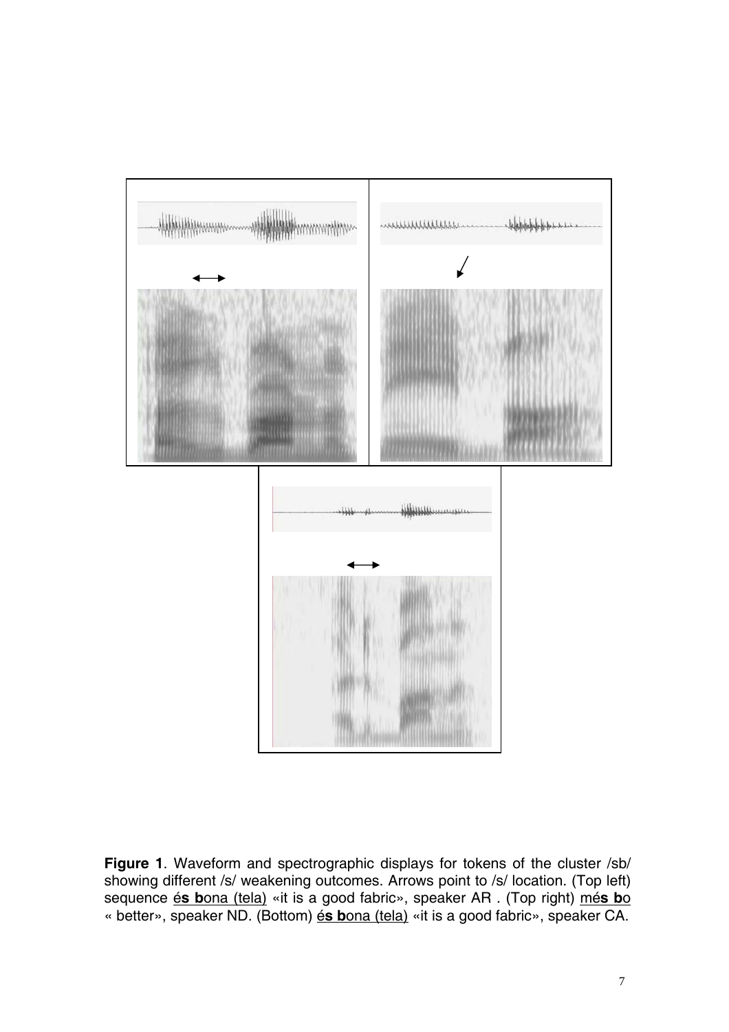**Figure 1**. Waveform and spectrographic displays for tokens of the cluster /sb/ showing different /s/ weakening outcomes. Arrows point to /s/ location. (Top left) sequence <u>é**s b**ona (tela)</u> «it is a good fabric», speaker AR . (Top right) <u>mé**s b**o</u> « better», speaker ND. (Bottom) <u>é**s b**ona (tela)</u> «it is a good fabric», speaker CA.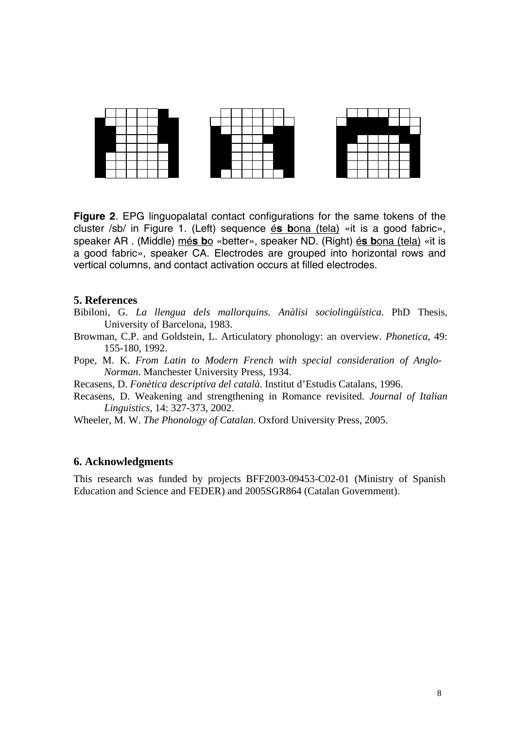**Figure 2**. EPG linguopalatal contact configurations for the same tokens of the cluster /sb/ in Figure 1. (Left) sequence é**s b**ona (tela) «it is a good fabric», speaker AR . (Middle) mé**s b**o «better», speaker ND. (Right) é**s b**ona (tela) «it is a good fabric», speaker CA. Electrodes are grouped into horizontal rows and vertical columns, and contact activation occurs at filled electrodes.

## 5. References

Bibiloni, G. *La llengua dels mallorquins. Anàlisi sociolingüística*. PhD Thesis, University of Barcelona, 1983.

Browman, C.P. and Goldstein, L. Articulatory phonology: an overview. *Phonetica*, 49: 155-180, 1992.

Pope, M. K. *From Latin to Modern French with special consideration of Anglo-Norman*. Manchester University Press, 1934.

Recasens, D. *Fonètica descriptiva del català*. Institut d'Estudis Catalans, 1996.

Recasens, D. Weakening and strengthening in Romance revisited. *Journal of Italian Linguistics*, 14: 327-373, 2002.

Wheeler, M. W. *The Phonology of Catalan*. Oxford University Press, 2005.

## 6. Acknowledgments

This research was funded by projects BFF2003-09453-C02-01 (Ministry of Spanish Education and Science and FEDER) and 2005SGR864 (Catalan Government).